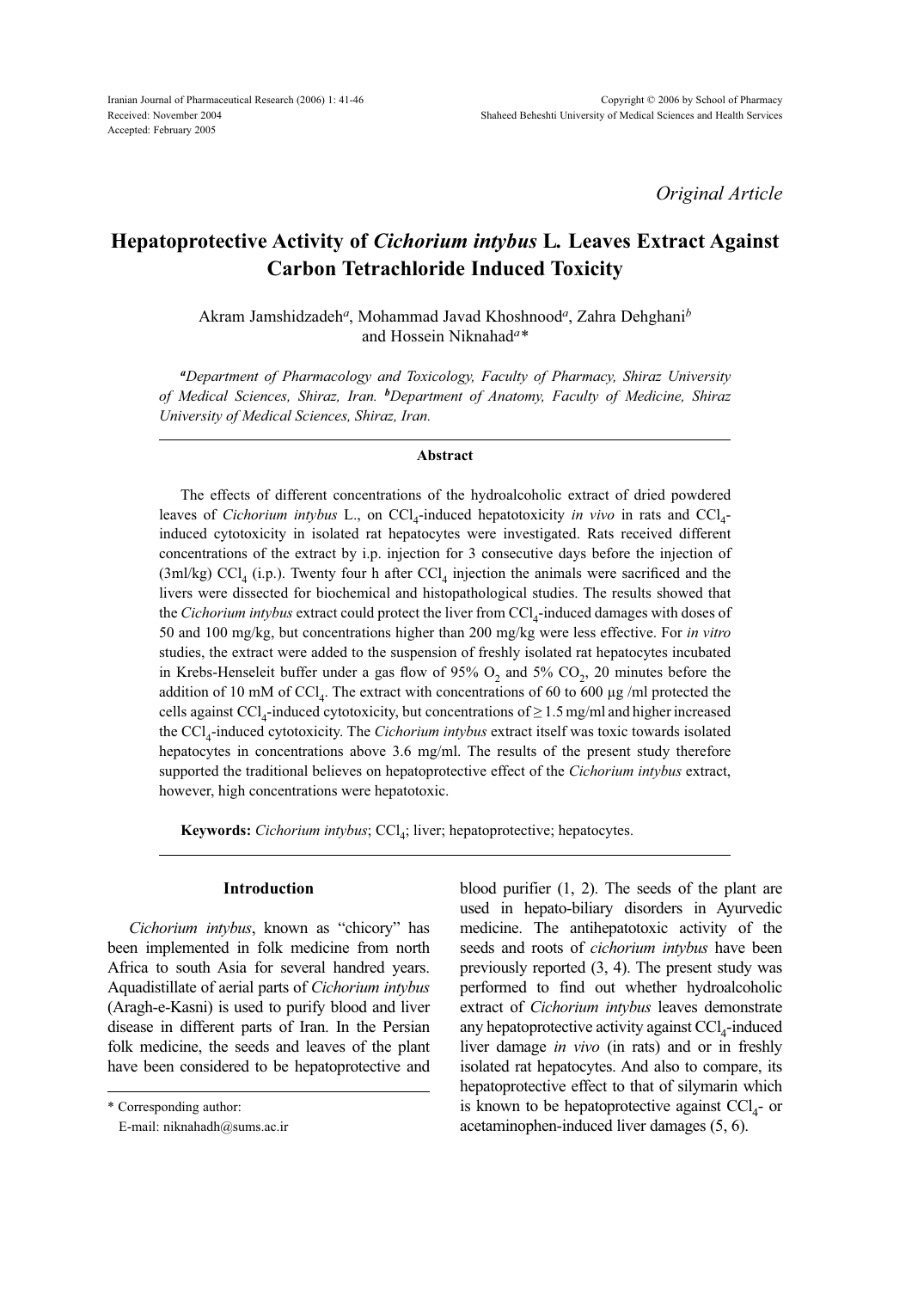Iranian Journal of Pharmaceutical Research (2006) 1: 41-46
Received: November 2004
Accepted: February 2005

Copyright © 2006 by School of Pharmacy
Shaheed Beheshti University of Medical Sciences and Health Services

*Original Article*

# Hepatoprotective Activity of *Cichorium intybus* L. Leaves Extract Against Carbon Tetrachloride Induced Toxicity

Akram Jamshidzadeh[a], Mohammad Javad Khoshnood[a], Zahra Dehghani[b] and Hossein Niknahad[a]*

*[a]Department of Pharmacology and Toxicology, Faculty of Pharmacy, Shiraz University of Medical Sciences, Shiraz, Iran. [b]Department of Anatomy, Faculty of Medicine, Shiraz University of Medical Sciences, Shiraz, Iran.*

## Abstract

The effects of different concentrations of the hydroalcoholic extract of dried powdered leaves of *Cichorium intybus* L., on $CCl_4$-induced hepatotoxicity *in vivo* in rats and $CCl_4$-induced cytotoxicity in isolated rat hepatocytes were investigated. Rats received different concentrations of the extract by i.p. injection for 3 consecutive days before the injection of (3ml/kg) $CCl_4$ (i.p.). Twenty four h after $CCl_4$ injection the animals were sacrificed and the livers were dissected for biochemical and histopathological studies. The results showed that the *Cichorium intybus* extract could protect the liver from $CCl_4$-induced damages with doses of 50 and 100 mg/kg, but concentrations higher than 200 mg/kg were less effective. For *in vitro* studies, the extract were added to the suspension of freshly isolated rat hepatocytes incubated in Krebs-Henseleit buffer under a gas flow of 95% $O_2$ and 5% $CO_2$, 20 minutes before the addition of 10 mM of $CCl_4$. The extract with concentrations of 60 to 600 μg /ml protected the cells against $CCl_4$-induced cytotoxicity, but concentrations of ≥ 1.5 mg/ml and higher increased the $CCl_4$-induced cytotoxicity. The *Cichorium intybus* extract itself was toxic towards isolated hepatocytes in concentrations above 3.6 mg/ml. The results of the present study therefore supported the traditional believes on hepatoprotective effect of the *Cichorium intybus* extract, however, high concentrations were hepatotoxic.

**Keywords:** *Cichorium intybus*; $CCl_4$; liver; hepatoprotective; hepatocytes.

## Introduction

*Cichorium intybus*, known as "chicory" has been implemented in folk medicine from north Africa to south Asia for several handred years. Aquadistillate of aerial parts of *Cichorium intybus* (Aragh-e-Kasni) is used to purify blood and liver disease in different parts of Iran. In the Persian folk medicine, the seeds and leaves of the plant have been considered to be hepatoprotective and blood purifier (1, 2). The seeds of the plant are used in hepato-biliary disorders in Ayurvedic medicine. The antihepatotoxic activity of the seeds and roots of *cichorium intybus* have been previously reported (3, 4). The present study was performed to find out whether hydroalcoholic extract of *Cichorium intybus* leaves demonstrate any hepatoprotective activity against $CCl_4$-induced liver damage *in vivo* (in rats) and or in freshly isolated rat hepatocytes. And also to compare, its hepatoprotective effect to that of silymarin which is known to be hepatoprotective against $CCl_4$- or acetaminophen-induced liver damages (5, 6).

\* Corresponding author:
E-mail: niknahadh@sums.ac.ir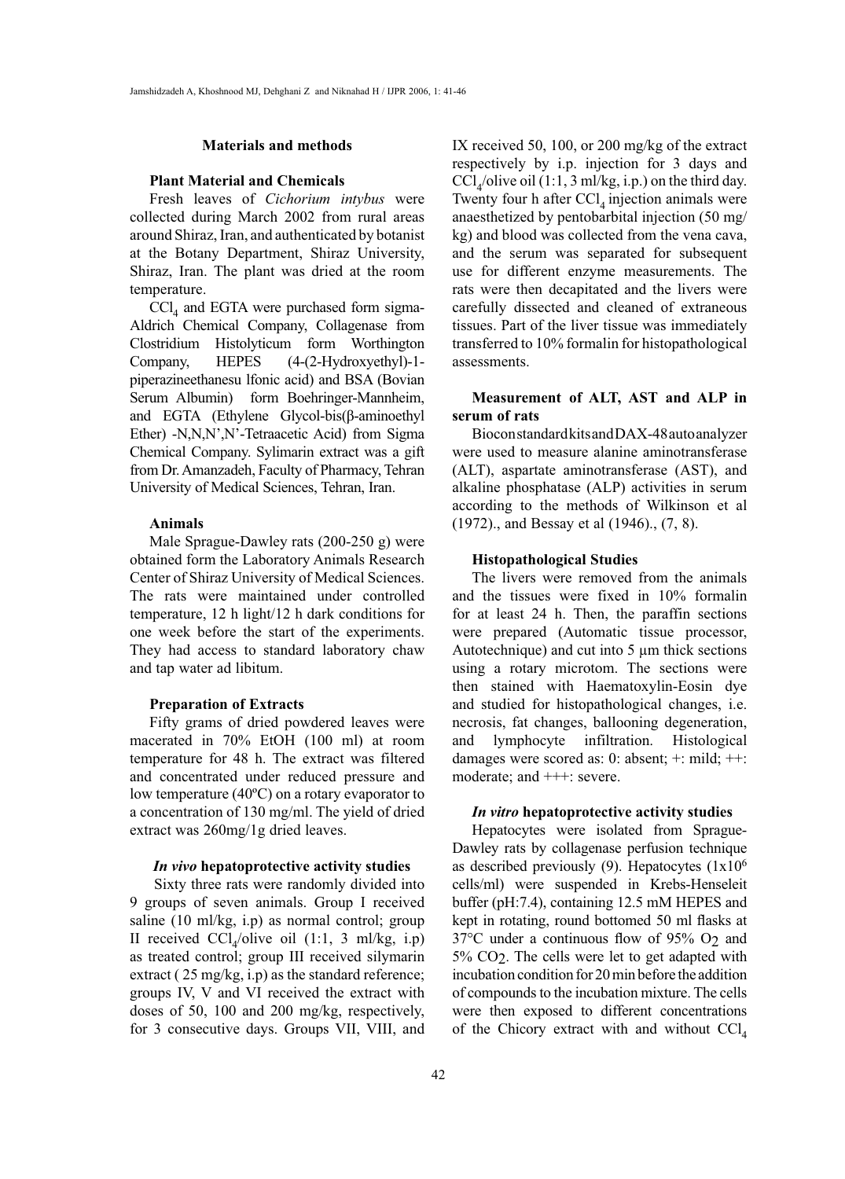## Materials and methods

### Plant Material and Chemicals

Fresh leaves of *Cichorium intybus* were collected during March 2002 from rural areas around Shiraz, Iran, and authenticated by botanist at the Botany Department, Shiraz University, Shiraz, Iran. The plant was dried at the room temperature.

$CCl_4$ and EGTA were purchased form sigma-Aldrich Chemical Company, Collagenase from Clostridium Histolyticum form Worthington Company, HEPES (4-(2-Hydroxyethyl)-1-piperazineethanesu lfonic acid) and BSA (Bovian Serum Albumin) form Boehringer-Mannheim, and EGTA (Ethylene Glycol-bis(β-aminoethyl Ether) -N,N,N',N'-Tetraacetic Acid) from Sigma Chemical Company. Sylimarin extract was a gift from Dr. Amanzadeh, Faculty of Pharmacy, Tehran University of Medical Sciences, Tehran, Iran.

### Animals

Male Sprague-Dawley rats (200-250 g) were obtained form the Laboratory Animals Research Center of Shiraz University of Medical Sciences. The rats were maintained under controlled temperature, 12 h light/12 h dark conditions for one week before the start of the experiments. They had access to standard laboratory chaw and tap water ad libitum.

### Preparation of Extracts

Fifty grams of dried powdered leaves were macerated in 70% EtOH (100 ml) at room temperature for 48 h. The extract was filtered and concentrated under reduced pressure and low temperature (40ºC) on a rotary evaporator to a concentration of 130 mg/ml. The yield of dried extract was 260mg/1g dried leaves.

### *In vivo* hepatoprotective activity studies

Sixty three rats were randomly divided into 9 groups of seven animals. Group I received saline (10 ml/kg, i.p) as normal control; group II received $CCl_4$/olive oil (1:1, 3 ml/kg, i.p) as treated control; group III received silymarin extract ( 25 mg/kg, i.p) as the standard reference; groups IV, V and VI received the extract with doses of 50, 100 and 200 mg/kg, respectively, for 3 consecutive days. Groups VII, VIII, and IX received 50, 100, or 200 mg/kg of the extract respectively by i.p. injection for 3 days and $CCl_4$/olive oil (1:1, 3 ml/kg, i.p.) on the third day. Twenty four h after $CCl_4$ injection animals were anaesthetized by pentobarbital injection (50 mg/kg) and blood was collected from the vena cava, and the serum was separated for subsequent use for different enzyme measurements. The rats were then decapitated and the livers were carefully dissected and cleaned of extraneous tissues. Part of the liver tissue was immediately transferred to 10% formalin for histopathological assessments.

### Measurement of ALT, AST and ALP in serum of rats

Biocon standard kits and DAX-48 autoanalyzer were used to measure alanine aminotransferase (ALT), aspartate aminotransferase (AST), and alkaline phosphatase (ALP) activities in serum according to the methods of Wilkinson et al (1972)., and Bessay et al (1946)., (7, 8).

### Histopathological Studies

The livers were removed from the animals and the tissues were fixed in 10% formalin for at least 24 h. Then, the paraffin sections were prepared (Automatic tissue processor, Autotechnique) and cut into 5 µm thick sections using a rotary microtom. The sections were then stained with Haematoxylin-Eosin dye and studied for histopathological changes, i.e. necrosis, fat changes, ballooning degeneration, and lymphocyte infiltration. Histological damages were scored as: 0: absent; +: mild; ++: moderate; and +++: severe.

### *In vitro* hepatoprotective activity studies

Hepatocytes were isolated from Sprague-Dawley rats by collagenase perfusion technique as described previously (9). Hepatocytes ($1 \times 10^6$ cells/ml) were suspended in Krebs-Henseleit buffer (pH:7.4), containing 12.5 mM HEPES and kept in rotating, round bottomed 50 ml flasks at 37°C under a continuous flow of 95% $O_2$ and 5% $CO_2$. The cells were let to get adapted with incubation condition for 20 min before the addition of compounds to the incubation mixture. The cells were then exposed to different concentrations of the Chicory extract with and without $CCl_4$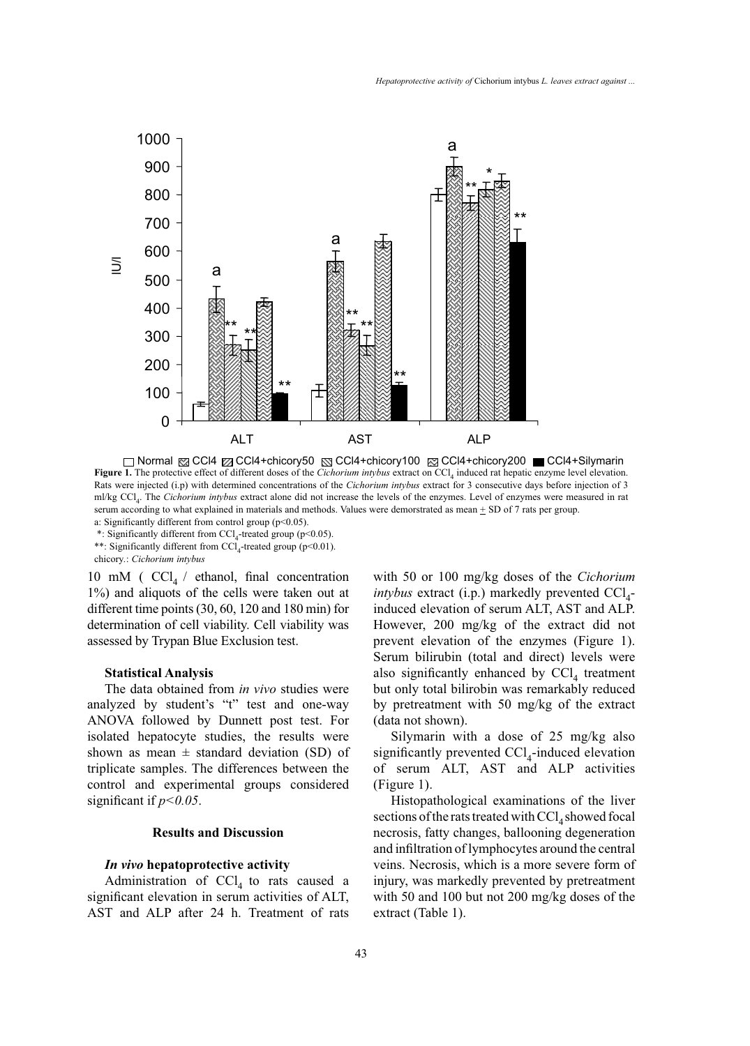**Figure 1.** The protective effect of different doses of the *Cichorium intybus* extract on $CCl_4$ induced rat hepatic enzyme level elevation. Rats were injected (i.p) with determined concentrations of the *Cichorium intybus* extract for 3 consecutive days before injection of 3 ml/kg $CCl_4$. The *Cichorium intybus* extract alone did not increase the levels of the enzymes. Level of enzymes were measured in rat serum according to what explained in materials and methods. Values were demorstrated as mean ± SD of 7 rats per group.

a: Significantly different from control group ($p<0.05$).

*: Significantly different from $CCl_4$-treated group ($p<0.05$).

**: Significantly different from $CCl_4$-treated group ($p<0.01$).

chicory.: *Cichorium intybus*

10 mM ( $CCl_4$ / ethanol, final concentration 1%) and aliquots of the cells were taken out at different time points (30, 60, 120 and 180 min) for determination of cell viability. Cell viability was assessed by Trypan Blue Exclusion test.

### Statistical Analysis

The data obtained from *in vivo* studies were analyzed by student's "t" test and one-way ANOVA followed by Dunnett post test. For isolated hepatocyte studies, the results were shown as mean ± standard deviation (SD) of triplicate samples. The differences between the control and experimental groups considered significant if $p<0.05$.

## Results and Discussion

### *In vivo* hepatoprotective activity

Administration of $CCl_4$ to rats caused a significant elevation in serum activities of ALT, AST and ALP after 24 h. Treatment of rats with 50 or 100 mg/kg doses of the *Cichorium intybus* extract (i.p.) markedly prevented $CCl_4$-induced elevation of serum ALT, AST and ALP. However, 200 mg/kg of the extract did not prevent elevation of the enzymes (Figure 1). Serum bilirubin (total and direct) levels were also significantly enhanced by $CCl_4$ treatment but only total bilirubin was remarkably reduced by pretreatment with 50 mg/kg of the extract (data not shown).

Silymarin with a dose of 25 mg/kg also significantly prevented $CCl_4$-induced elevation of serum ALT, AST and ALP activities (Figure 1).

Histopathological examinations of the liver sections of the rats treated with $CCl_4$ showed focal necrosis, fatty changes, ballooning degeneration and infiltration of lymphocytes around the central veins. Necrosis, which is a more severe form of injury, was markedly prevented by pretreatment with 50 and 100 but not 200 mg/kg doses of the extract (Table 1).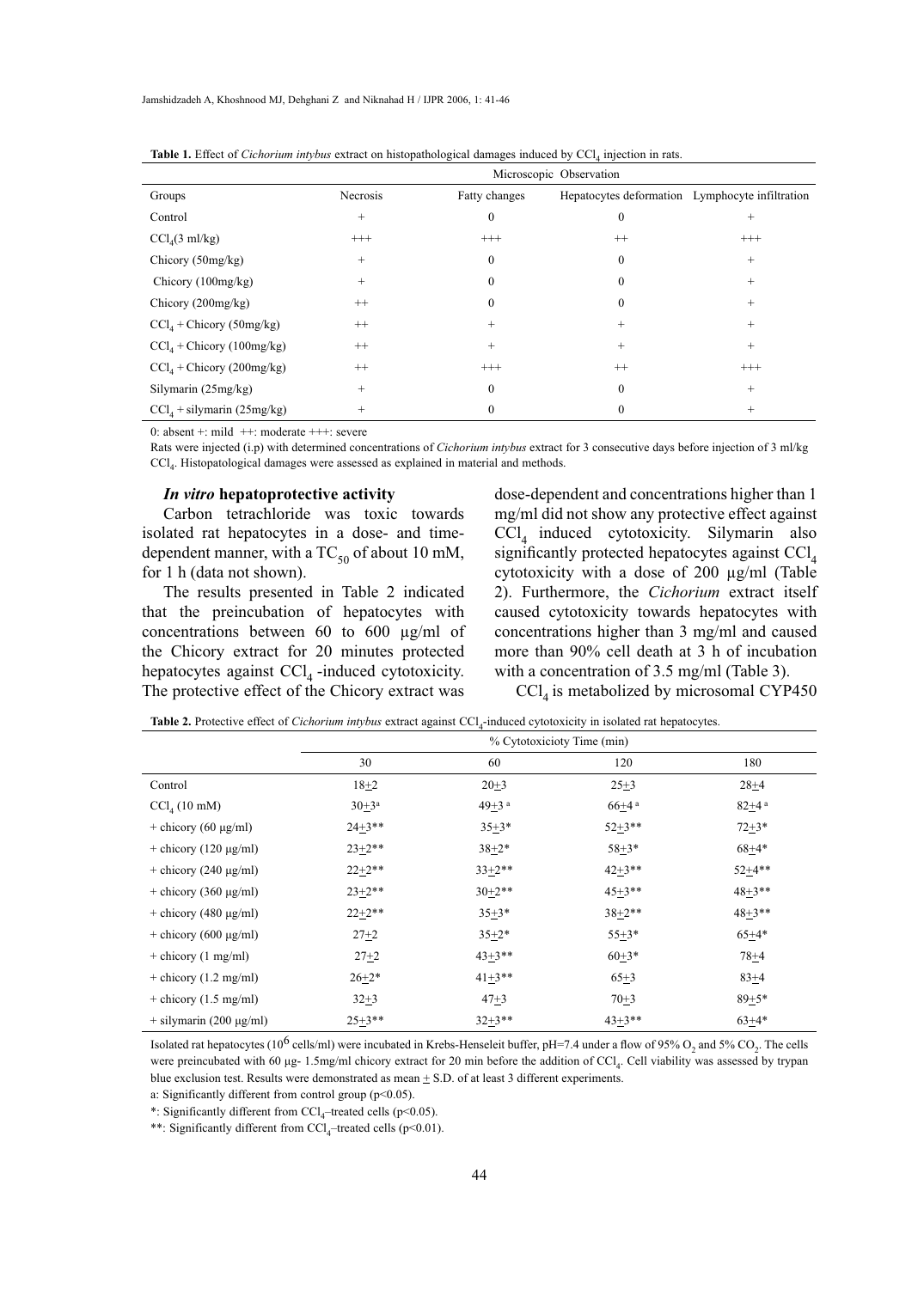**Table 1.** Effect of *Cichorium intybus* extract on histopathological damages induced by $CCl_4$ injection in rats.

| | Microscopic Observation | | | |
|---|---|---|---|---|
| Groups | Necrosis | Fatty changes | Hepatocytes deformation | Lymphocyte infiltration |
| Control | + | 0 | 0 | + |
| $CCl_4$(3 ml/kg) | +++ | +++ | ++ | +++ |
| Chicory (50mg/kg) | + | 0 | 0 | + |
| Chicory (100mg/kg) | + | 0 | 0 | + |
| Chicory (200mg/kg) | ++ | 0 | 0 | + |
| $CCl_4$ + Chicory (50mg/kg) | ++ | + | + | + |
| $CCl_4$ + Chicory (100mg/kg) | ++ | + | + | + |
| $CCl_4$ + Chicory (200mg/kg) | ++ | +++ | ++ | +++ |
| Silymarin (25mg/kg) | + | 0 | 0 | + |
| $CCl_4$ + silymarin (25mg/kg) | + | 0 | 0 | + |

0: absent +: mild ++: moderate +++: severe

Rats were injected (i.p) with determined concentrations of *Cichorium intybus* extract for 3 consecutive days before injection of 3 ml/kg $CCl_4$. Histopatological damages were assessed as explained in material and methods.

### *In vitro* hepatoprotective activity

Carbon tetrachloride was toxic towards isolated rat hepatocytes in a dose- and time-dependent manner, with a $TC_{50}$ of about 10 mM, for 1 h (data not shown).

The results presented in Table 2 indicated that the preincubation of hepatocytes with concentrations between 60 to 600 µg/ml of the Chicory extract for 20 minutes protected hepatocytes against $CCl_4$ -induced cytotoxicity. The protective effect of the Chicory extract was dose-dependent and concentrations higher than 1 mg/ml did not show any protective effect against $CCl_4$ induced cytotoxicity. Silymarin also significantly protected hepatocytes against $CCl_4$ cytotoxicity with a dose of 200 µg/ml (Table 2). Furthermore, the *Cichorium* extract itself caused cytotoxicity towards hepatocytes with concentrations higher than 3 mg/ml and caused more than 90% cell death at 3 h of incubation with a concentration of 3.5 mg/ml (Table 3).

$CCl_4$ is metabolized by microsomal CYP450

**Table 2.** Protective effect of *Cichorium intybus* extract against $CCl_4$-induced cytotoxicity in isolated rat hepatocytes.

| | % Cytotoxicioty Time (min) | | | |
|---|---|---|---|---|
| | 30 | 60 | 120 | 180 |
| Control | 18±2 | 20±3 | 25±3 | 28±4 |
| $CCl_4$ (10 mM) | 30±3[a] | 49±3 [a] | 66±4 [a] | 82±4 [a] |
| + chicory (60 µg/ml) | 24±3** | 35±3* | 52±3** | 72±3* |
| + chicory (120 µg/ml) | 23±2** | 38±2* | 58±3* | 68±4* |
| + chicory (240 µg/ml) | 22±2** | 33±2** | 42±3** | 52±4** |
| + chicory (360 µg/ml) | 23±2** | 30±2** | 45±3** | 48±3** |
| + chicory (480 µg/ml) | 22±2** | 35±3* | 38±2** | 48±3** |
| + chicory (600 µg/ml) | 27±2 | 35±2* | 55±3* | 65±4* |
| + chicory (1 mg/ml) | 27±2 | 43±3** | 60±3* | 78±4 |
| + chicory (1.2 mg/ml) | 26±2* | 41±3** | 65±3 | 83±4 |
| + chicory (1.5 mg/ml) | 32±3 | 47±3 | 70±3 | 89±5* |
| + silymarin (200 µg/ml) | 25±3** | 32±3** | 43±3** | 63±4* |

Isolated rat hepatocytes ($10^6$ cells/ml) were incubated in Krebs-Henseleit buffer, pH=7.4 under a flow of 95% $O_2$ and 5% $CO_2$. The cells were preincubated with 60 µg- 1.5mg/ml chicory extract for 20 min before the addition of $CCl_4$. Cell viability was assessed by trypan blue exclusion test. Results were demonstrated as mean ± S.D. of at least 3 different experiments.

a: Significantly different from control group (p<0.05).

*: Significantly different from $CCl_4$–treated cells (p<0.05).

**: Significantly different from $CCl_4$–treated cells (p<0.01).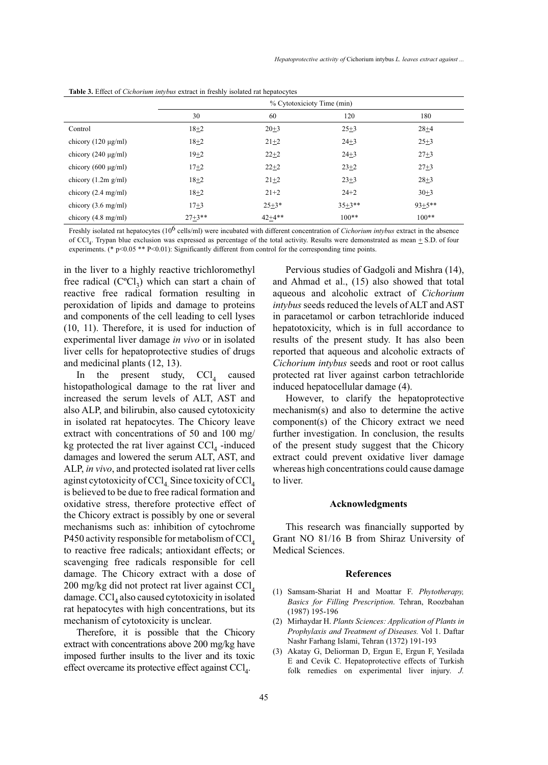**Table 3.** Effect of *Cichorium intybus* extract in freshly isolated rat hepatocytes

| | % Cytotoxicioty Time (min) | | | |
|---|---|---|---|---|
| | 30 | 60 | 120 | 180 |
| Control | 18±2 | 20±3 | 25±3 | 28±4 |
| chicory (120 µg/ml) | 18±2 | 21±2 | 24±3 | 25±3 |
| chicory (240 µg/ml) | 19±2 | 22±2 | 24±3 | 27±3 |
| chicory (600 µg/ml) | 17±2 | 22±2 | 23±2 | 27±3 |
| chicory (1.2m g/ml) | 18±2 | 21±2 | 23±3 | 28±3 |
| chicory (2.4 mg/ml) | 18±2 | 21+2 | 24+2 | 30±3 |
| chicory (3.6 mg/ml) | 17±3 | 25±3* | 35±3** | 93±5** |
| chicory (4.8 mg/ml) | 27±3** | 42±4** | 100** | 100** |

Freshly isolated rat hepatocytes ($10^6$ cells/ml) were incubated with different concentration of *Cichorium intybus* extract in the absence of $CCl_4$. Trypan blue exclusion was expressed as percentage of the total activity. Results were demonstrated as mean ± S.D. of four experiments. (* $p<0.05$ ** $P<0.01$): Significantly different from control for the corresponding time points.

in the liver to a highly reactive trichloromethyl free radical ($C^oCl_3$) which can start a chain of reactive free radical formation resulting in peroxidation of lipids and damage to proteins and components of the cell leading to cell lyses (10, 11). Therefore, it is used for induction of experimental liver damage *in vivo* or in isolated liver cells for hepatoprotective studies of drugs and medicinal plants (12, 13).

In the present study, $CCl_4$ caused histopathological damage to the rat liver and increased the serum levels of ALT, AST and also ALP, and bilirubin, also caused cytotoxicity in isolated rat hepatocytes. The Chicory leave extract with concentrations of 50 and 100 mg/kg protected the rat liver against $CCl_4$ -induced damages and lowered the serum ALT, AST, and ALP, *in vivo*, and protected isolated rat liver cells aginst cytotoxicity of $CCl_4$. Since toxicity of $CCl_4$ is believed to be due to free radical formation and oxidative stress, therefore protective effect of the Chicory extract is possibly by one or several mechanisms such as: inhibition of cytochrome P450 activity responsible for metabolism of $CCl_4$ to reactive free radicals; antioxidant effects; or scavenging free radicals responsible for cell damage. The Chicory extract with a dose of 200 mg/kg did not protect rat liver against $CCl_4$ damage. $CCl_4$ also caused cytotoxicity in isolated rat hepatocytes with high concentrations, but its mechanism of cytotoxicity is unclear.

Therefore, it is possible that the Chicory extract with concentrations above 200 mg/kg have imposed further insults to the liver and its toxic effect overcame its protective effect against $CCl_4$.

Pervious studies of Gadgoli and Mishra (14), and Ahmad et al., (15) also showed that total aqueous and alcoholic extract of *Cichorium intybus* seeds reduced the levels of ALT and AST in paracetamol or carbon tetrachloride induced hepatotoxicity, which is in full accordance to results of the present study. It has also been reported that aqueous and alcoholic extracts of *Cichorium intybus* seeds and root or root callus protected rat liver against carbon tetrachloride induced hepatocellular damage (4).

However, to clarify the hepatoprotective mechanism(s) and also to determine the active component(s) of the Chicory extract we need further investigation. In conclusion, the results of the present study suggest that the Chicory extract could prevent oxidative liver damage whereas high concentrations could cause damage to liver.

## Acknowledgments

This research was financially supported by Grant NO 81/16 B from Shiraz University of Medical Sciences.

## References

(1) Samsam-Shariat H and Moattar F. *Phytotherapy, Basics for Filling Prescription*. Tehran, Roozbahan (1987) 195-196

(2) Mirhaydar H. *Plants Sciences: Application of Plants in Prophylaxis and Treatment of Diseases.* Vol 1. Daftar Nashr Farhang Islami, Tehran (1372) 191-193

(3) Akatay G, Deliorman D, Ergun E, Ergun F, Yesilada E and Cevik C. Hepatoprotective effects of Turkish folk remedies on experimental liver injury. *J.*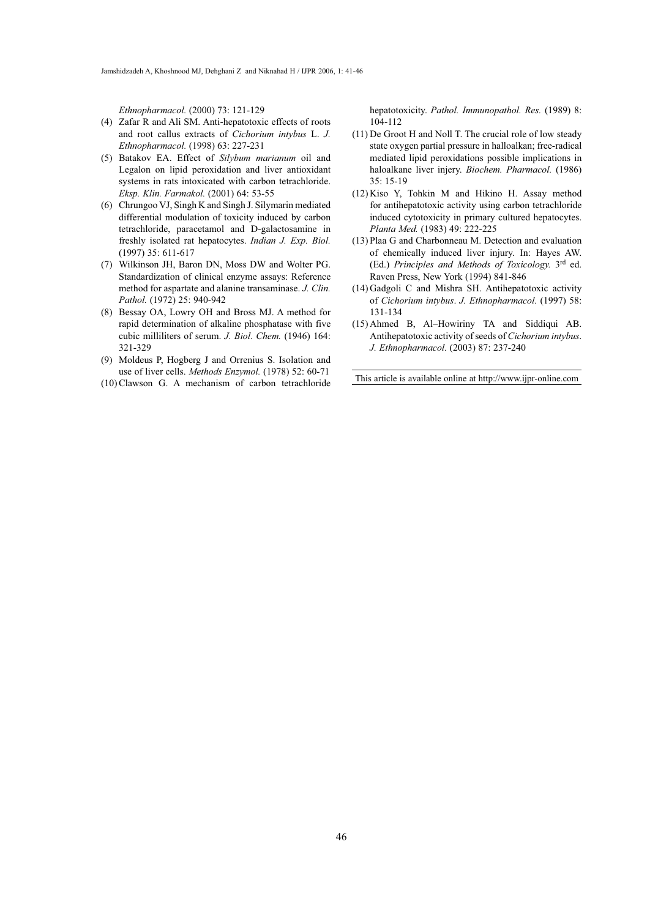*Ethnopharmacol.* (2000) 73: 121-129

(4) Zafar R and Ali SM. Anti-hepatotoxic effects of roots and root callus extracts of *Cichorium intybus* L. *J. Ethnopharmacol.* (1998) 63: 227-231

(5) Batakov EA. Effect of *Silybum marianum* oil and Legalon on lipid peroxidation and liver antioxidant systems in rats intoxicated with carbon tetrachloride. *Eksp. Klin. Farmakol.* (2001) 64: 53-55

(6) Chrungoo VJ, Singh K and Singh J. Silymarin mediated differential modulation of toxicity induced by carbon tetrachloride, paracetamol and D-galactosamine in freshly isolated rat hepatocytes. *Indian J. Exp. Biol.* (1997) 35: 611-617

(7) Wilkinson JH, Baron DN, Moss DW and Wolter PG. Standardization of clinical enzyme assays: Reference method for aspartate and alanine transaminase. *J. Clin. Pathol.* (1972) 25: 940-942

(8) Bessay OA, Lowry OH and Bross MJ. A method for rapid determination of alkaline phosphatase with five cubic milliliters of serum. *J. Biol. Chem.* (1946) 164: 321-329

(9) Moldeus P, Hogberg J and Orrenius S. Isolation and use of liver cells. *Methods Enzymol.* (1978) 52: 60-71

(10) Clawson G. A mechanism of carbon tetrachloride hepatotoxicity. *Pathol. Immunopathol. Res.* (1989) 8: 104-112

(11) De Groot H and Noll T. The crucial role of low steady state oxygen partial pressure in halloalkan; free-radical mediated lipid peroxidations possible implications in haloalkane liver injery. *Biochem. Pharmacol.* (1986) 35: 15-19

(12) Kiso Y, Tohkin M and Hikino H. Assay method for antihepatotoxic activity using carbon tetrachloride induced cytotoxicity in primary cultured hepatocytes. *Planta Med.* (1983) 49: 222-225

(13) Plaa G and Charbonneau M. Detection and evaluation of chemically induced liver injury. In: Hayes AW. (Ed.) *Principles and Methods of Toxicology.* 3rd ed. Raven Press, New York (1994) 841-846

(14) Gadgoli C and Mishra SH. Antihepatotoxic activity of *Cichorium intybus*. *J. Ethnopharmacol.* (1997) 58: 131-134

(15) Ahmed B, Al–Howiriny TA and Siddiqui AB. Antihepatotoxic activity of seeds of *Cichorium intybus*. *J. Ethnopharmacol.* (2003) 87: 237-240

This article is available online at http://www.ijpr-online.com